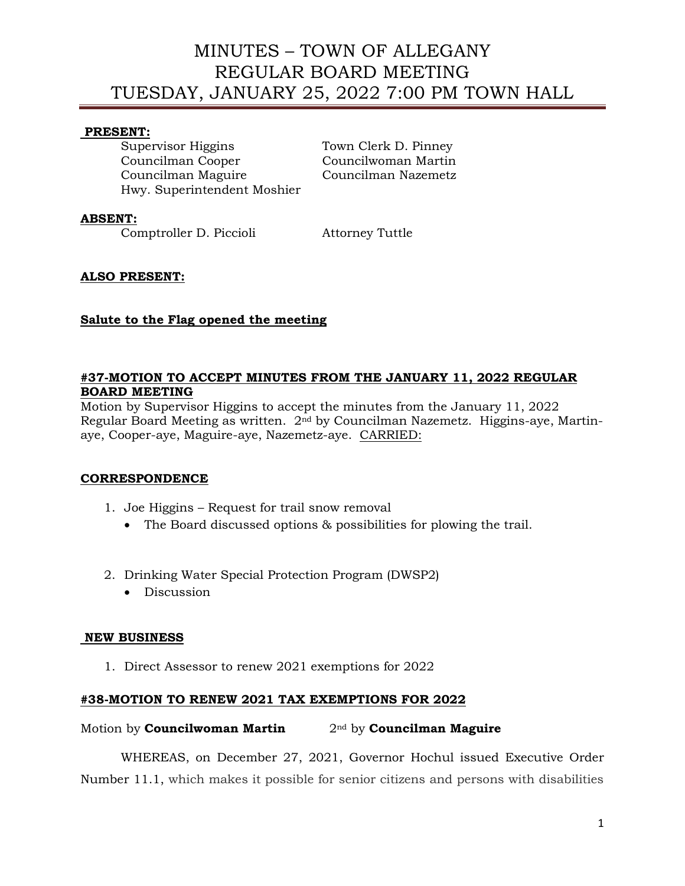# MINUTES – TOWN OF ALLEGANY
# REGULAR BOARD MEETING
# TUESDAY, JANUARY 25, 2022 7:00 PM TOWN HALL

**PRESENT:**

Supervisor Higgins
Town Clerk D. Pinney
Councilman Cooper
Councilwoman Martin
Councilman Maguire
Councilman Nazemetz
Hwy. Superintendent Moshier

**ABSENT:**

Comptroller D. Piccioli
Attorney Tuttle

**ALSO PRESENT:**

**Salute to the Flag opened the meeting**

**#37-MOTION TO ACCEPT MINUTES FROM THE JANUARY 11, 2022 REGULAR BOARD MEETING**

Motion by Supervisor Higgins to accept the minutes from the January 11, 2022 Regular Board Meeting as written. 2nd by Councilman Nazemetz. Higgins-aye, Martin-aye, Cooper-aye, Maguire-aye, Nazemetz-aye. CARRIED:

**CORRESPONDENCE**

1. Joe Higgins – Request for trail snow removal
   - The Board discussed options & possibilities for plowing the trail.

2. Drinking Water Special Protection Program (DWSP2)
   - Discussion

**NEW BUSINESS**

1. Direct Assessor to renew 2021 exemptions for 2022

**#38-MOTION TO RENEW 2021 TAX EXEMPTIONS FOR 2022**

Motion by **Councilwoman Martin** 2nd by **Councilman Maguire**

WHEREAS, on December 27, 2021, Governor Hochul issued Executive Order Number 11.1, which makes it possible for senior citizens and persons with disabilities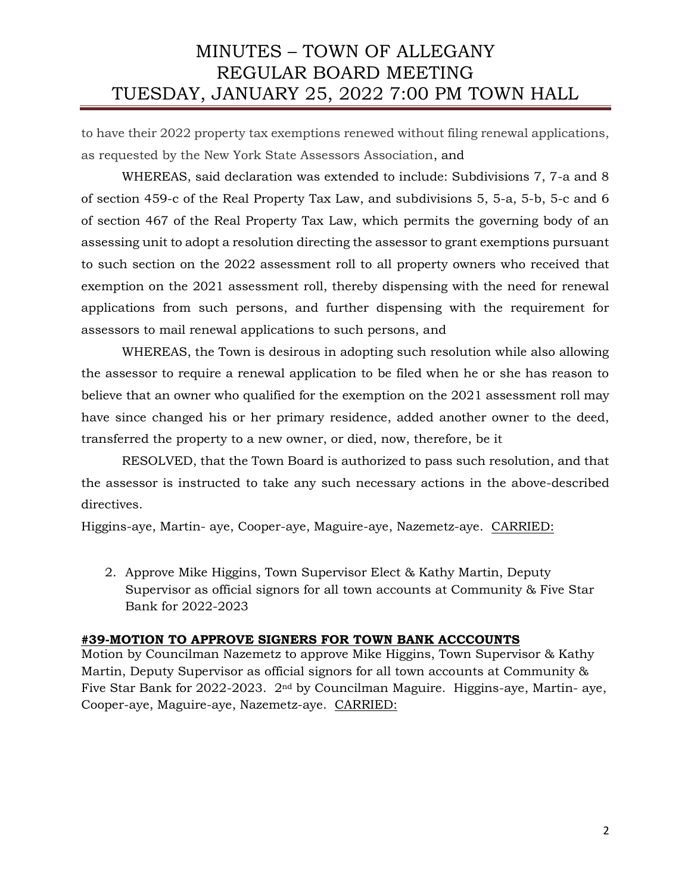to have their 2022 property tax exemptions renewed without filing renewal applications, as requested by the New York State Assessors Association, and

WHEREAS, said declaration was extended to include: Subdivisions 7, 7-a and 8 of section 459-c of the Real Property Tax Law, and subdivisions 5, 5-a, 5-b, 5-c and 6 of section 467 of the Real Property Tax Law, which permits the governing body of an assessing unit to adopt a resolution directing the assessor to grant exemptions pursuant to such section on the 2022 assessment roll to all property owners who received that exemption on the 2021 assessment roll, thereby dispensing with the need for renewal applications from such persons, and further dispensing with the requirement for assessors to mail renewal applications to such persons, and

WHEREAS, the Town is desirous in adopting such resolution while also allowing the assessor to require a renewal application to be filed when he or she has reason to believe that an owner who qualified for the exemption on the 2021 assessment roll may have since changed his or her primary residence, added another owner to the deed, transferred the property to a new owner, or died, now, therefore, be it

RESOLVED, that the Town Board is authorized to pass such resolution, and that the assessor is instructed to take any such necessary actions in the above-described directives.

Higgins-aye, Martin- aye, Cooper-aye, Maguire-aye, Nazemetz-aye. CARRIED:

2. Approve Mike Higgins, Town Supervisor Elect & Kathy Martin, Deputy Supervisor as official signors for all town accounts at Community & Five Star Bank for 2022-2023

**#39-MOTION TO APPROVE SIGNERS FOR TOWN BANK ACCCOUNTS**

Motion by Councilman Nazemetz to approve Mike Higgins, Town Supervisor & Kathy Martin, Deputy Supervisor as official signors for all town accounts at Community & Five Star Bank for 2022-2023. 2nd by Councilman Maguire. Higgins-aye, Martin- aye, Cooper-aye, Maguire-aye, Nazemetz-aye. CARRIED: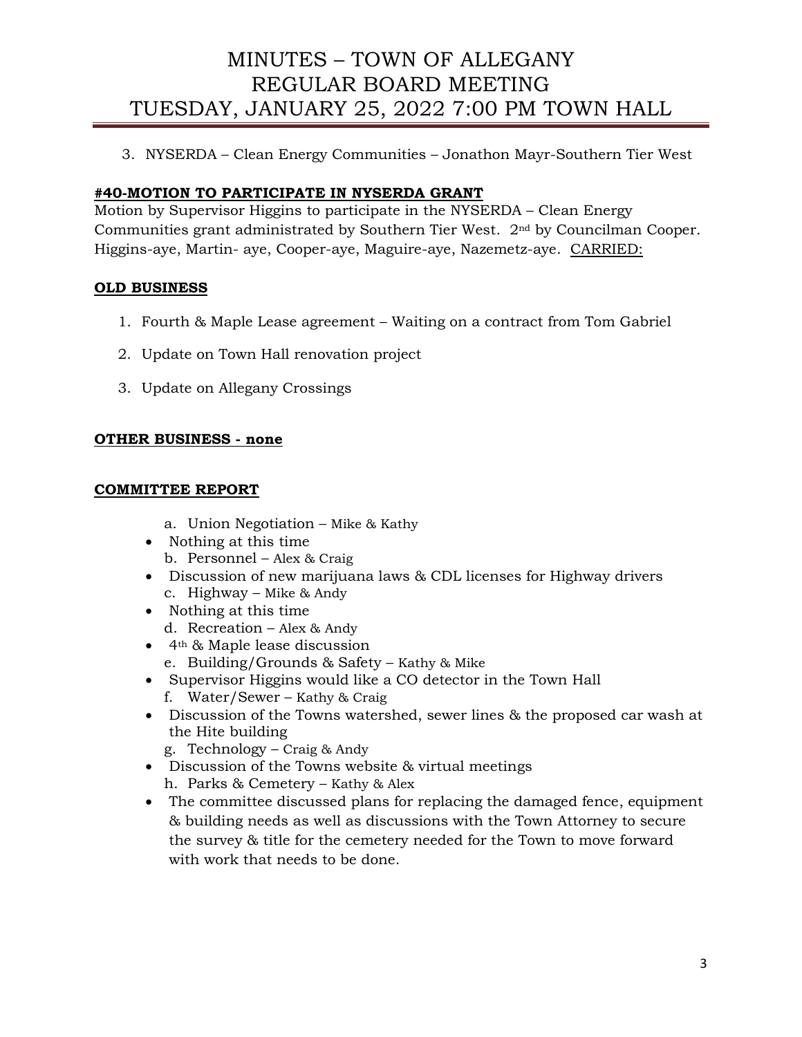3. NYSERDA – Clean Energy Communities – Jonathon Mayr-Southern Tier West

**#40-MOTION TO PARTICIPATE IN NYSERDA GRANT**

Motion by Supervisor Higgins to participate in the NYSERDA – Clean Energy Communities grant administrated by Southern Tier West. 2nd by Councilman Cooper. Higgins-aye, Martin- aye, Cooper-aye, Maguire-aye, Nazemetz-aye. CARRIED:

**OLD BUSINESS**

1. Fourth & Maple Lease agreement – Waiting on a contract from Tom Gabriel
2. Update on Town Hall renovation project
3. Update on Allegany Crossings

**OTHER BUSINESS - none**

**COMMITTEE REPORT**

a. Union Negotiation – Mike & Kathy
- Nothing at this time

b. Personnel – Alex & Craig
- Discussion of new marijuana laws & CDL licenses for Highway drivers

c. Highway – Mike & Andy
- Nothing at this time

d. Recreation – Alex & Andy
- 4th & Maple lease discussion

e. Building/Grounds & Safety – Kathy & Mike
- Supervisor Higgins would like a CO detector in the Town Hall

f. Water/Sewer – Kathy & Craig
- Discussion of the Towns watershed, sewer lines & the proposed car wash at the Hite building

g. Technology – Craig & Andy
- Discussion of the Towns website & virtual meetings

h. Parks & Cemetery – Kathy & Alex
- The committee discussed plans for replacing the damaged fence, equipment & building needs as well as discussions with the Town Attorney to secure the survey & title for the cemetery needed for the Town to move forward with work that needs to be done.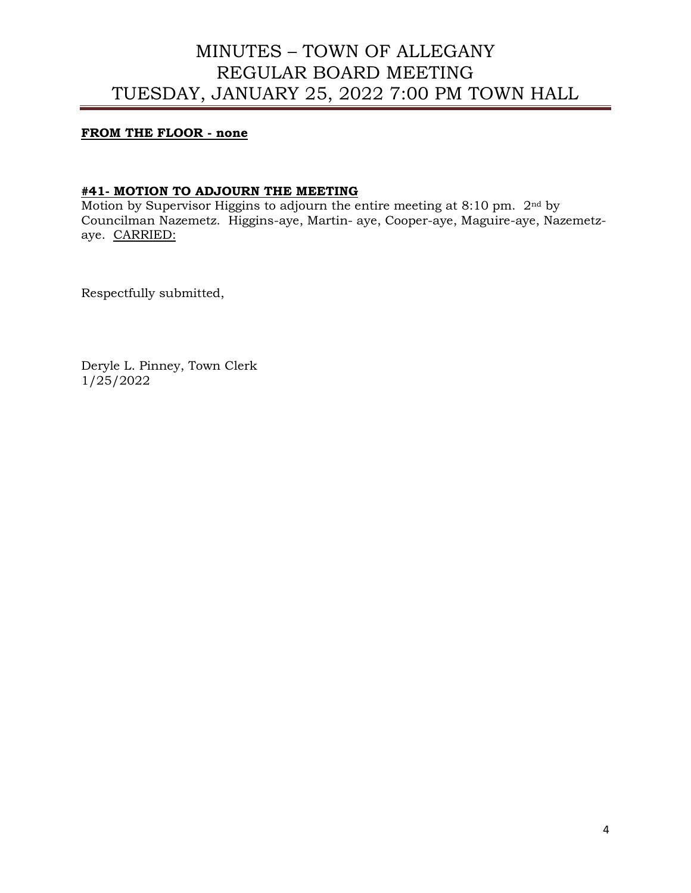**FROM THE FLOOR - none**

**#41- MOTION TO ADJOURN THE MEETING**

Motion by Supervisor Higgins to adjourn the entire meeting at 8:10 pm. 2nd by Councilman Nazemetz. Higgins-aye, Martin- aye, Cooper-aye, Maguire-aye, Nazemetz-aye. CARRIED:

Respectfully submitted,

Deryle L. Pinney, Town Clerk
1/25/2022